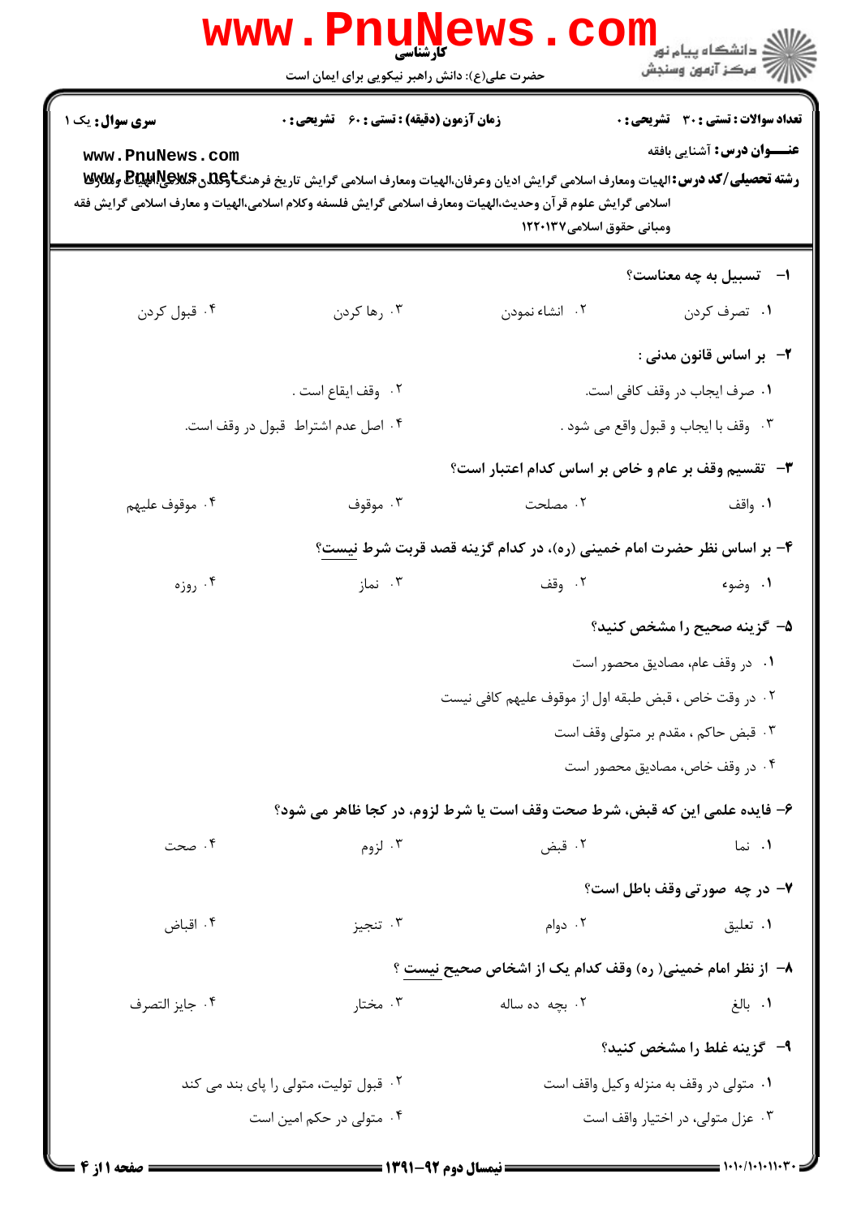کارشناسی

حضرت علی(ع): دانش راهبر نیکویی برای ایمان است

**تعداد سوالات : تستی : ۳۰ تشریحی : ۰** | **زمان آزمون (دقیقه) : تستی : ۶۰ تشریحی : ۰** | **سری سوال :** یک ۱

**عنـــوان درس:** آشنایی بافقه

**رشته تحصیلی/کد درس:** الهیات ومعارف اسلامی گرایش ادیان وعرفان،الهیات ومعارف اسلامی گرایش تاریخ فرهنگ وتمدن اسلامی،الهیات ومعارف اسلامی گرایش علوم قرآن وحدیث،الهیات ومعارف اسلامی گرایش فلسفه وکلام اسلامی،الهیات و معارف اسلامی گرایش فقه ومبانی حقوق اسلامی۱۲۲۰۱۳۷

**۱- تسبیل به چه معناست؟**

۱. تصرف کردن
۲. انشاء نمودن
۳. رها کردن
۴. قبول کردن

**۲- بر اساس قانون مدنی :**

۱. صرف ایجاب در وقف کافی است.
۲. وقف ایقاع است .
۳. وقف با ایجاب و قبول واقع می شود .
۴. اصل عدم اشتراط قبول در وقف است.

**۳- تقسیم وقف بر عام و خاص بر اساس کدام اعتبار است؟**

۱. واقف
۲. مصلحت
۳. موقوف
۴. موقوف علیهم

**۴- بر اساس نظر حضرت امام خمینی (ره)، در کدام گزینه قصد قربت شرط نیست؟**

۱. وضوء
۲. وقف
۳. نماز
۴. روزه

**۵- گزینه صحیح را مشخص کنید؟**

۱. در وقف عام، مصادیق محصور است
۲. در وقت خاص ، قبض طبقه اول از موقوف علیهم کافی نیست
۳. قبض حاکم ، مقدم بر متولی وقف است
۴. در وقف خاص، مصادیق محصور است

**۶- فایده علمی این که قبض، شرط صحت وقف است یا شرط لزوم، در کجا ظاهر می شود؟**

۱. نما
۲. قبض
۳. لزوم
۴. صحت

**۷- در چه صورتی وقف باطل است؟**

۱. تعلیق
۲. دوام
۳. تنجیز
۴. اقباض

**۸- از نظر امام خمینی( ره) وقف کدام یک از اشخاص صحیح نیست ؟**

۱. بالغ
۲. بچه ده ساله
۳. مختار
۴. جایز التصرف

**۹- گزینه غلط را مشخص کنید؟**

۱. متولی در وقف به منزله وکیل واقف است
۲. قبول تولیت، متولی را پای بند می کند
۳. عزل متولی، در اختیار واقف است
۴. متولی در حکم امین است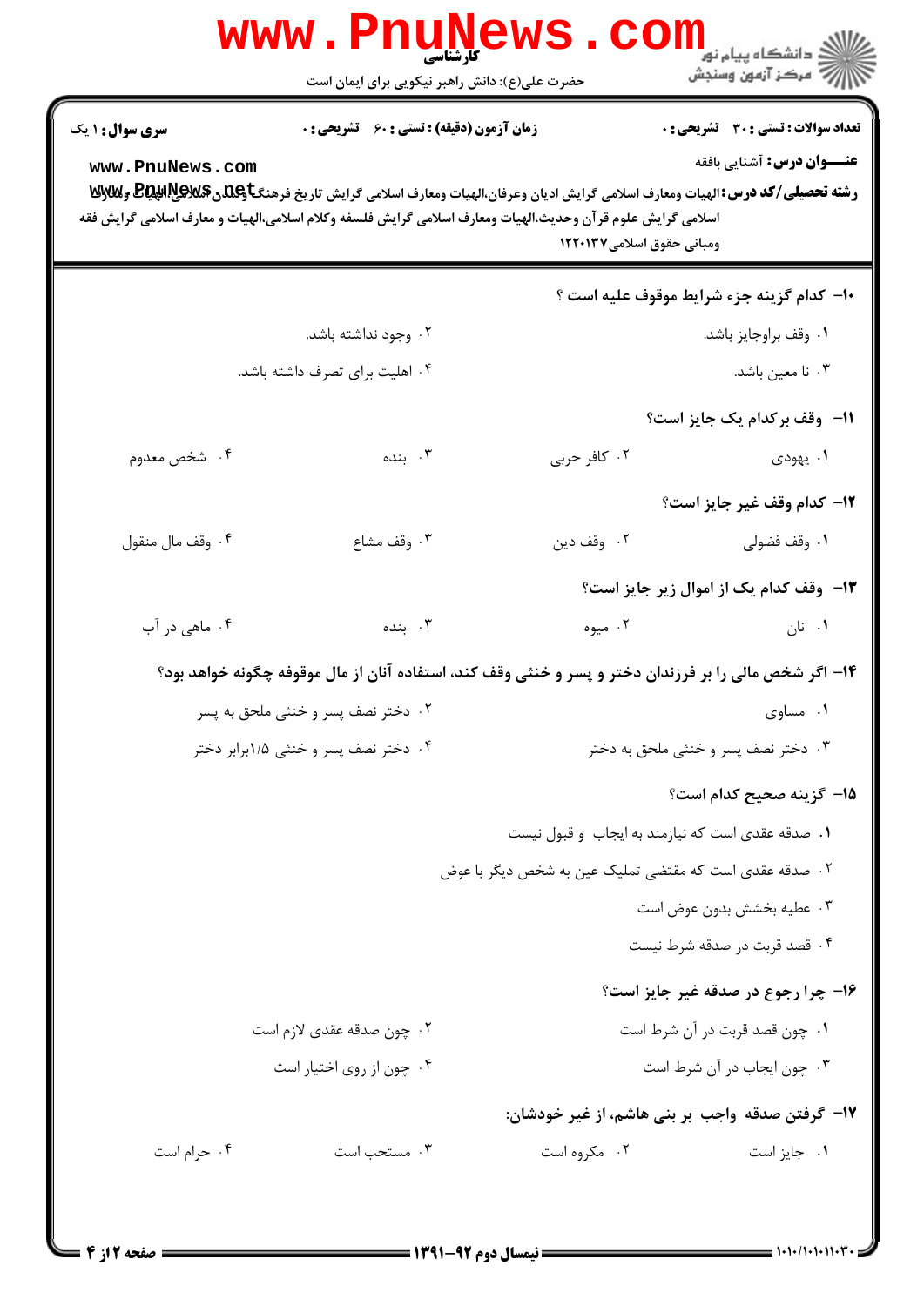**تعداد سوالات : تستی : ۳۰ تشریحی : ۰** | **زمان آزمون (دقیقه) : تستی : ۶۰ تشریحی : ۰** | **سری سوال : ۱ یک**

**عنـــوان درس:** آشنایی بافقه

**رشته تحصیلی/کد درس:** الهیات ومعارف اسلامی گرایش ادیان وعرفان،الهیات ومعارف اسلامی گرایش تاریخ فرهنگ وتمدن اسلامی،الهیات و معارف اسلامی گرایش علوم قرآن وحدیث،الهیات ومعارف اسلامی گرایش فلسفه وکلام اسلامی،الهیات و معارف اسلامی گرایش فقه ومبانی حقوق اسلامی۱۲۲۰۱۳۷

**۱۰- کدام گزینه جزء شرایط موقوف علیه است ؟**

۱. وقف براوجایز باشد.

۲. وجود نداشته باشد.

۳. نا معین باشد.

۴. اهلیت برای تصرف داشته باشد.

**۱۱- وقف برکدام یک جایز است؟**

۱. یهودی

۲. کافر حربی

۳. بنده

۴. شخص معدوم

**۱۲- کدام وقف غیر جایز است؟**

۱. وقف فضولی

۲. وقف دین

۳. وقف مشاع

۴. وقف مال منقول

**۱۳- وقف کدام یک از اموال زیر جایز است؟**

۱. نان

۲. میوه

۳. بنده

۴. ماهی در آب

**۱۴- اگر شخص مالی را بر فرزندان دختر و پسر و خنثی وقف کند، استفاده آنان از مال موقوفه چگونه خواهد بود؟**

۱. مساوی

۲. دختر نصف پسر و خنثی ملحق به پسر

۳. دختر نصف پسر و خنثی ملحق به دختر

۴. دختر نصف پسر و خنثی ۱/۵برابر دختر

**۱۵- گزینه صحیح کدام است؟**

۱. صدقه عقدی است که نیازمند به ایجاب و قبول نیست

۲. صدقه عقدی است که مقتضی تملیک عین به شخص دیگر با عوض

۳. عطیه بخشش بدون عوض است

۴. قصد قربت در صدقه شرط نیست

**۱۶- چرا رجوع در صدقه غیر جایز است؟**

۱. چون قصد قربت در آن شرط است

۲. چون صدقه عقدی لازم است

۳. چون ایجاب در آن شرط است

۴. چون از روی اختیار است

**۱۷- گرفتن صدقه واجب بر بنی هاشم، از غیر خودشان:**

۱. جایز است

۲. مکروه است

۳. مستحب است

۴. حرام است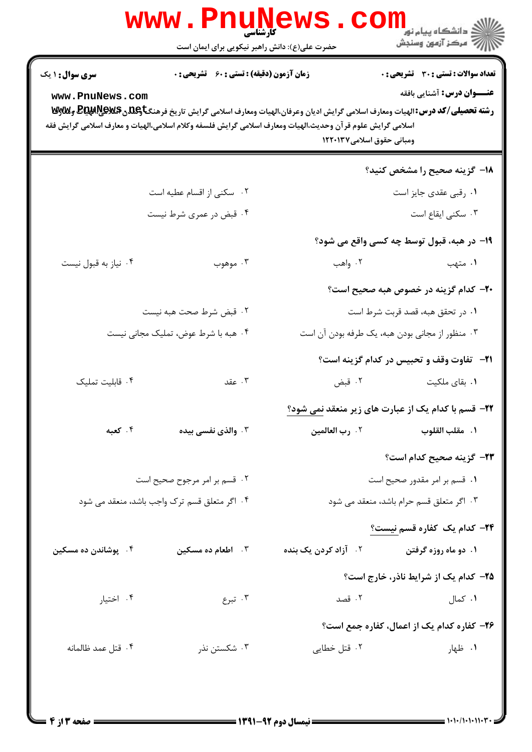سری سوال: ۱ یک | زمان آزمون (دقیقه): تستی: ۶۰ تشریحی: ۰ | تعداد سوالات: تستی: ۳۰ تشریحی: ۰

**عنـــوان درس:** آشنایی بافقه

**رشته تحصیلی/کد درس:** الهیات ومعارف اسلامی گرایش ادیان وعرفان،الهیات ومعارف اسلامی گرایش تاریخ فرهنگ وتمدن اسلامی،الهیات ومعارف اسلامی گرایش علوم قرآن وحدیث،الهیات ومعارف اسلامی گرایش فلسفه وکلام اسلامی،الهیات و معارف اسلامی گرایش فقه ومبانی حقوق اسلامی۱۲۲۰۱۳۷

**۱۸- گزینه صحیح را مشخص کنید؟**

۱. رقبی عقدی جایز است

۲. سکنی از اقسام عطیه است

۳. سکنی ایقاع است

۴. قبض در عمری شرط نیست

**۱۹- در هبه، قبول توسط چه کسی واقع می شود؟**

۱. متهب

۲. واهب

۳. موهوب

۴. نیاز به قبول نیست

**۲۰- کدام گزینه در خصوص هبه صحیح است؟**

۱. در تحقق هبه، قصد قربت شرط است

۲. قبض شرط صحت هبه نیست

۳. منظور از مجانی بودن هبه، یک طرفه بودن آن است

۴. هبه با شرط عوض، تملیک مجانی نیست

**۲۱- تفاوت وقف و تحبیس در کدام گزینه است؟**

۱. بقای ملکیت

۲. قبض

۳. عقد

۴. قابلیت تملیک

**۲۲- قسم با کدام یک از عبارت های زیر منعقد نمی شود؟**

۱. مقلب القلوب

۲. رب العالمین

۳. والذی نفسی بیده

۴. کعبه

**۲۳- گزینه صحیح کدام است؟**

۱. قسم بر امر مقدور صحیح است

۲. قسم بر امر مرجوح صحیح است

۳. اگر متعلق قسم حرام باشد، منعقد می شود

۴. اگر متعلق قسم ترک واجب باشد، منعقد می شود

**۲۴- کدام یک کفاره قسم نیست؟**

۱. دو ماه روزه گرفتن

۲. آزاد کردن یک بنده

۳. اطعام ده مسکین

۴. پوشاندن ده مسکین

**۲۵- کدام یک از شرایط ناذر، خارج است؟**

۱. کمال

۲. قصد

۳. تبرع

۴. اختیار

**۲۶- کفاره کدام یک از اعمال، کفاره جمع است؟**

۱. ظهار

۲. قتل خطایی

۳. شکستن نذر

۴. قتل عمد ظالمانه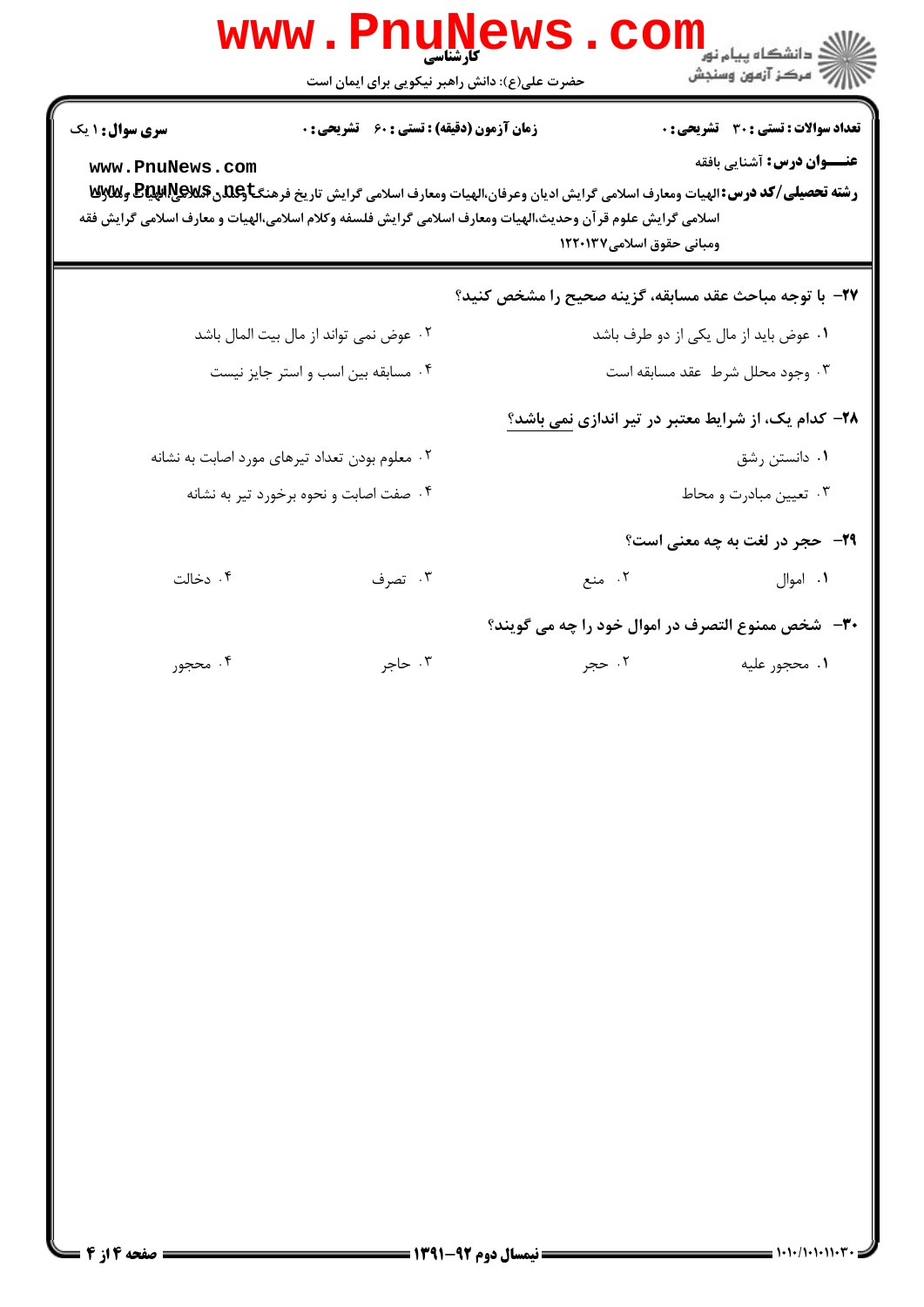**سری سوال:** ۱ یک

**زمان آزمون (دقیقه) : تستی :** ۶۰ **تشریحی :** ۰

**تعداد سوالات : تستی :** ۳۰ **تشریحی :** ۰

**عنـــوان درس:** آشنایی بافقه

**رشته تحصیلی/کد درس:** الهیات ومعارف اسلامی گرایش ادیان وعرفان،الهیات ومعارف اسلامی گرایش تاریخ فرهنگ وتمدن اسلامی،الهیات ومعارف اسلامی گرایش علوم قرآن وحدیث،الهیات ومعارف اسلامی گرایش فلسفه وکلام اسلامی،الهیات و معارف اسلامی گرایش فقه ومبانی حقوق اسلامی۱۲۲۰۱۳۷

**۲۷- با توجه مباحث عقد مسابقه، گزینه صحیح را مشخص کنید؟**

۱. عوض باید از مال یکی از دو طرف باشد

۲. عوض نمی تواند از مال بیت المال باشد

۳. وجود محلل شرط عقد مسابقه است

۴. مسابقه بین اسب و استر جایز نیست

**۲۸- کدام یک، از شرایط معتبر در تیر اندازی نمی باشد؟**

۱. دانستن رشق

۲. معلوم بودن تعداد تیرهای مورد اصابت به نشانه

۳. تعیین مبادرت و محاط

۴. صفت اصابت و نحوه برخورد تیر به نشانه

**۲۹- حجر در لغت به چه معنی است؟**

۱. اموال

۲. منع

۳. تصرف

۴. دخالت

**۳۰- شخص ممنوع التصرف در اموال خود را چه می گویند؟**

۱. محجور علیه

۲. حجر

۳. حاجر

۴. محجور